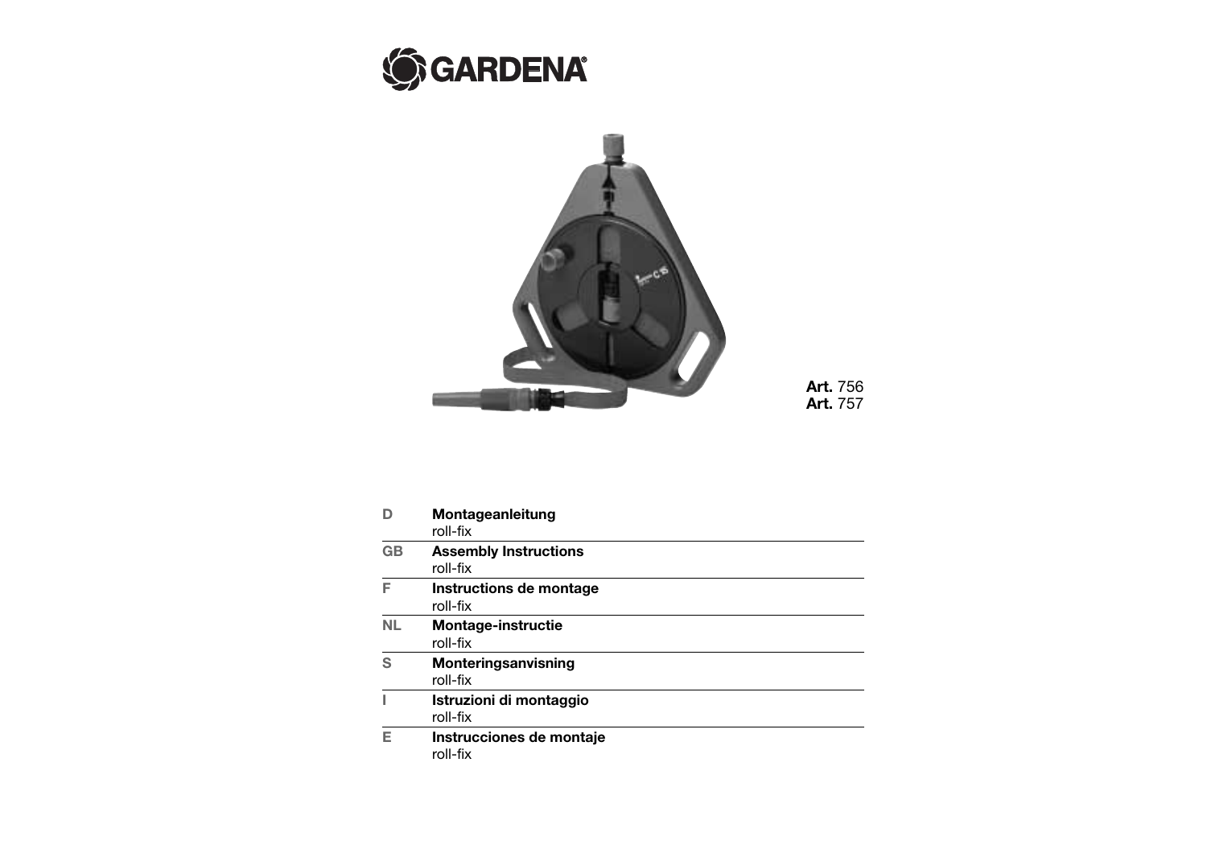GARDENA®

**Art.** 756
**Art.** 757

| | |
|---|---|
| D | **Montageanleitung** roll-fix |
| GB | **Assembly Instructions** roll-fix |
| F | **Instructions de montage** roll-fix |
| NL | **Montage-instructie** roll-fix |
| S | **Monteringsanvisning** roll-fix |
| I | **Istruzioni di montaggio** roll-fix |
| E | **Instrucciones de montaje** roll-fix |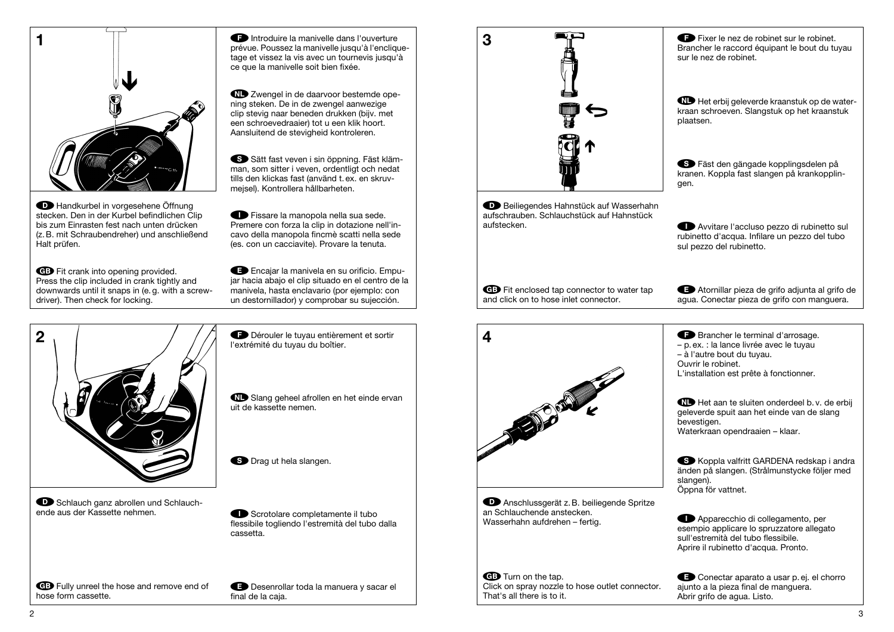## 1

**D** Handkurbel in vorgesehene Öffnung stecken. Den in der Kurbel befindlichen Clip bis zum Einrasten fest nach unten drücken (z. B. mit Schraubendreher) und anschließend Halt prüfen.

**GB** Fit crank into opening provided. Press the clip included in crank tightly and downwards until it snaps in (e. g. with a screwdriver). Then check for locking.

**F** Introduire la manivelle dans l'ouverture prévue. Poussez la manivelle jusqu'à l'encliquetage et vissez la vis avec un tournevis jusqu'à ce que la manivelle soit bien fixée.

**NL** Zwengel in de daarvoor bestemde opening steken. De in de zwengel aanwezige clip stevig naar beneden drukken (bijv. met een schroevedraaier) tot u een klik hoort. Aansluitend de stevigheid kontroleren.

**S** Sätt fast veven i sin öppning. Fäst klämman, som sitter i veven, ordentligt och nedat tills den klickas fast (använd t. ex. en skruvmejsel). Kontrollera hållbarheten.

**I** Fissare la manopola nella sua sede. Premere con forza la clip in dotazione nell'incavo della manopola fincmè scatti nella sede (es. con un cacciavite). Provare la tenuta.

**E** Encajar la manivela en su orificio. Empujar hacia abajo el clip situado en el centro de la manivela, hasta enclavario (por ejemplo: con un destornillador) y comprobar su sujección.

## 2

**D** Schlauch ganz abrollen und Schlauchende aus der Kassette nehmen.

**GB** Fully unreel the hose and remove end of hose form cassette.

**F** Dérouler le tuyau entièrement et sortir l'extrémité du tuyau du boîtier.

**NL** Slang geheel afrollen en het einde ervan uit de kassette nemen.

**S** Drag ut hela slangen.

**I** Scrotolare completamente il tubo flessibile togliendo l'estremità del tubo dalla cassetta.

**E** Desenrollar toda la manuera y sacar el final de la caja.

## 3

**D** Beiliegendes Hahnstück auf Wasserhahn aufschrauben. Schlauchstück auf Hahnstück aufstecken.

**GB** Fit enclosed tap connector to water tap and click on to hose inlet connector.

**F** Fixer le nez de robinet sur le robinet. Brancher le raccord équipant le bout du tuyau sur le nez de robinet.

**NL** Het erbij geleverde kraanstuk op de waterkraan schroeven. Slangstuk op het kraanstuk plaatsen.

**S** Fäst den gängade kopplingsdelen på kranen. Koppla fast slangen på krankopplingen.

**I** Avvitare l'accluso pezzo di rubinetto sul rubinetto d'acqua. Infilare un pezzo del tubo sul pezzo del rubinetto.

**E** Atornillar pieza de grifo adjunta al grifo de agua. Conectar pieza de grifo con manguera.

## 4

**D** Anschlussgerät z. B. beiliegende Spritze an Schlauchende anstecken.
Wasserhahn aufdrehen – fertig.

**GB** Turn on the tap.
Click on spray nozzle to hose outlet connector.
That's all there is to it.

**F** Brancher le terminal d'arrosage.
– p. ex. : la lance livrée avec le tuyau
– à l'autre bout du tuyau.
Ouvrir le robinet.
L'installation est prête à fonctionner.

**NL** Het aan te sluiten onderdeel b. v. de erbij geleverde spuit aan het einde van de slang bevestigen.
Waterkraan opendraaien – klaar.

**S** Koppla valfritt GARDENA redskap i andra änden på slangen. (Strålmunstycke följer med slangen).
Öppna för vattnet.

**I** Apparecchio di collegamento, per esempio applicare lo spruzzatore allegato sull'estremità del tubo flessibile.
Aprire il rubinetto d'acqua. Pronto.

**E** Conectar aparato a usar p. ej. el chorro ajunto a la pieza final de manguera.
Abrir grifo de agua. Listo.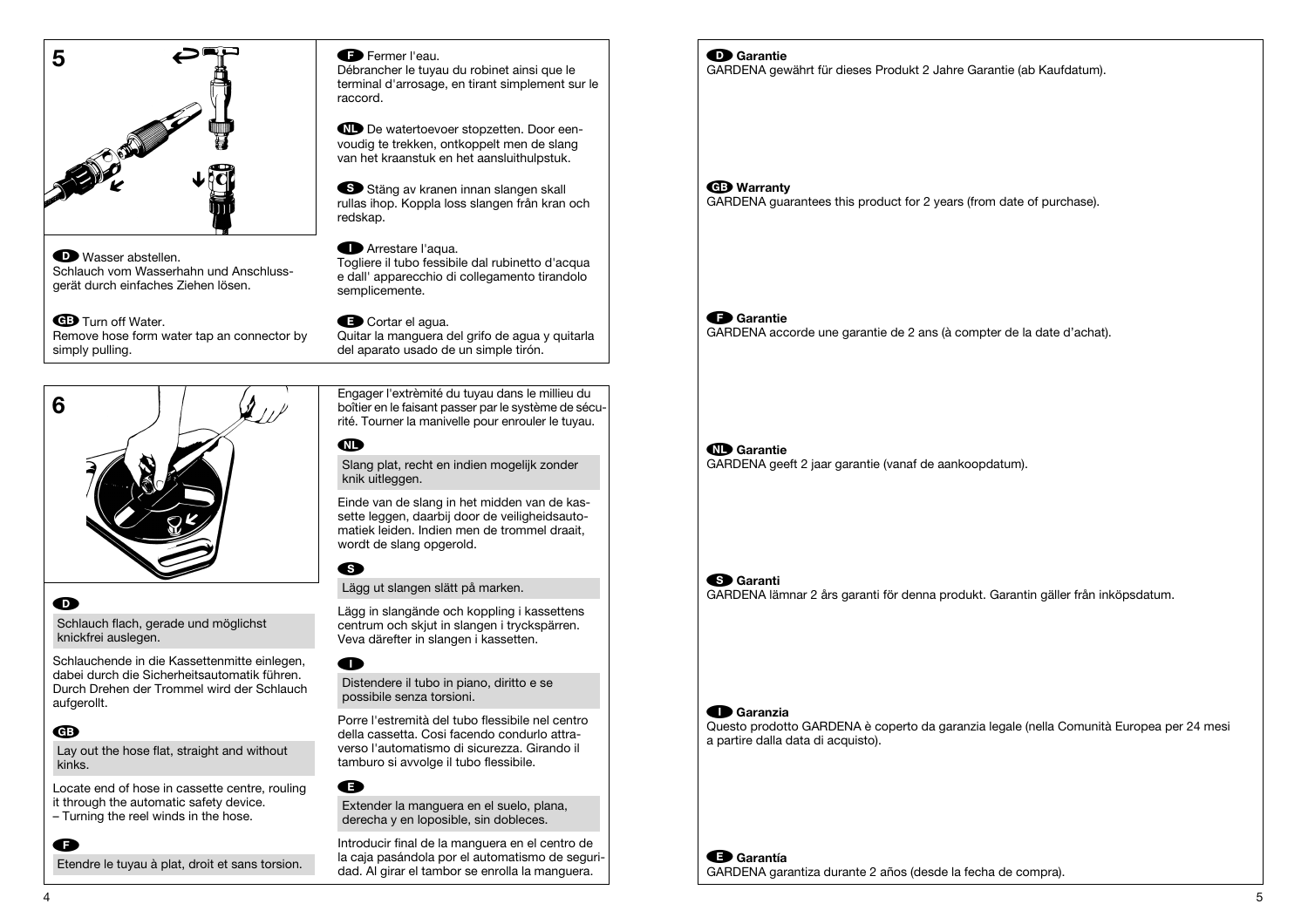## 5

**D** Wasser abstellen.
Schlauch vom Wasserhahn und Anschlussgerät durch einfaches Ziehen lösen.

**GB** Turn off Water.
Remove hose form water tap an connector by simply pulling.

**F** Fermer l'eau.
Débrancher le tuyau du robinet ainsi que le terminal d'arrosage, en tirant simplement sur le raccord.

**NL** De watertoevoer stopzetten. Door eenvoudig te trekken, ontkoppelt men de slang van het kraanstuk en het aansluithulpstuk.

**S** Stäng av kranen innan slangen skall rullas ihop. Koppla loss slangen från kran och redskap.

**I** Arrestare l'aqua.
Togliere il tubo fessibile dal rubinetto d'acqua e dall' apparecchio di collegamento tirandolo semplicemente.

**E** Cortar el agua.
Quitar la manguera del grifo de agua y quitarla del aparato usado de un simple tirón.

## 6

**D**

Schlauch flach, gerade und möglichst knickfrei auslegen.

Schlauchende in die Kassettenmitte einlegen, dabei durch die Sicherheitsautomatik führen. Durch Drehen der Trommel wird der Schlauch aufgerollt.

**GB**

Lay out the hose flat, straight and without kinks.

Locate end of hose in cassette centre, rouling it through the automatic safety device.
– Turning the reel winds in the hose.

**F**

Etendre le tuyau à plat, droit et sans torsion.

Engager l'extrèmité du tuyau dans le millieu du boîtier en le faisant passer par le système de sécurité. Tourner la manivelle pour enrouler le tuyau.

**NL**

Slang plat, recht en indien mogelijk zonder knik uitleggen.

Einde van de slang in het midden van de kassette leggen, daarbij door de veiligheidsautomatiek leiden. Indien men de trommel draait, wordt de slang opgerold.

**S**

Lägg ut slangen slätt på marken.

Lägg in slangände och koppling i kassettens centrum och skjut in slangen i tryckspärren. Veva därefter in slangen i kassetten.

**I**

Distendere il tubo in piano, diritto e se possibile senza torsioni.

Porre l'estremità del tubo flessibile nel centro della cassetta. Cosi facendo condurlo attraverso l'automatismo di sicurezza. Girando il tamburo si avvolge il tubo flessibile.

**E**

Extender la manguera en el suelo, plana, derecha y en loposible, sin dobleces.

Introducir final de la manguera en el centro de la caja pasándola por el automatismo de seguridad. Al girar el tambor se enrolla la manguera.

**D Garantie**
GARDENA gewährt für dieses Produkt 2 Jahre Garantie (ab Kaufdatum).

**GB Warranty**
GARDENA guarantees this product for 2 years (from date of purchase).

**F Garantie**
GARDENA accorde une garantie de 2 ans (à compter de la date d'achat).

**NL Garantie**
GARDENA geeft 2 jaar garantie (vanaf de aankoopdatum).

**S Garanti**
GARDENA lämnar 2 års garanti för denna produkt. Garantin gäller från inköpsdatum.

**I Garanzia**
Questo prodotto GARDENA è coperto da garanzia legale (nella Comunità Europea per 24 mesi a partire dalla data di acquisto).

**E Garantía**
GARDENA garantiza durante 2 años (desde la fecha de compra).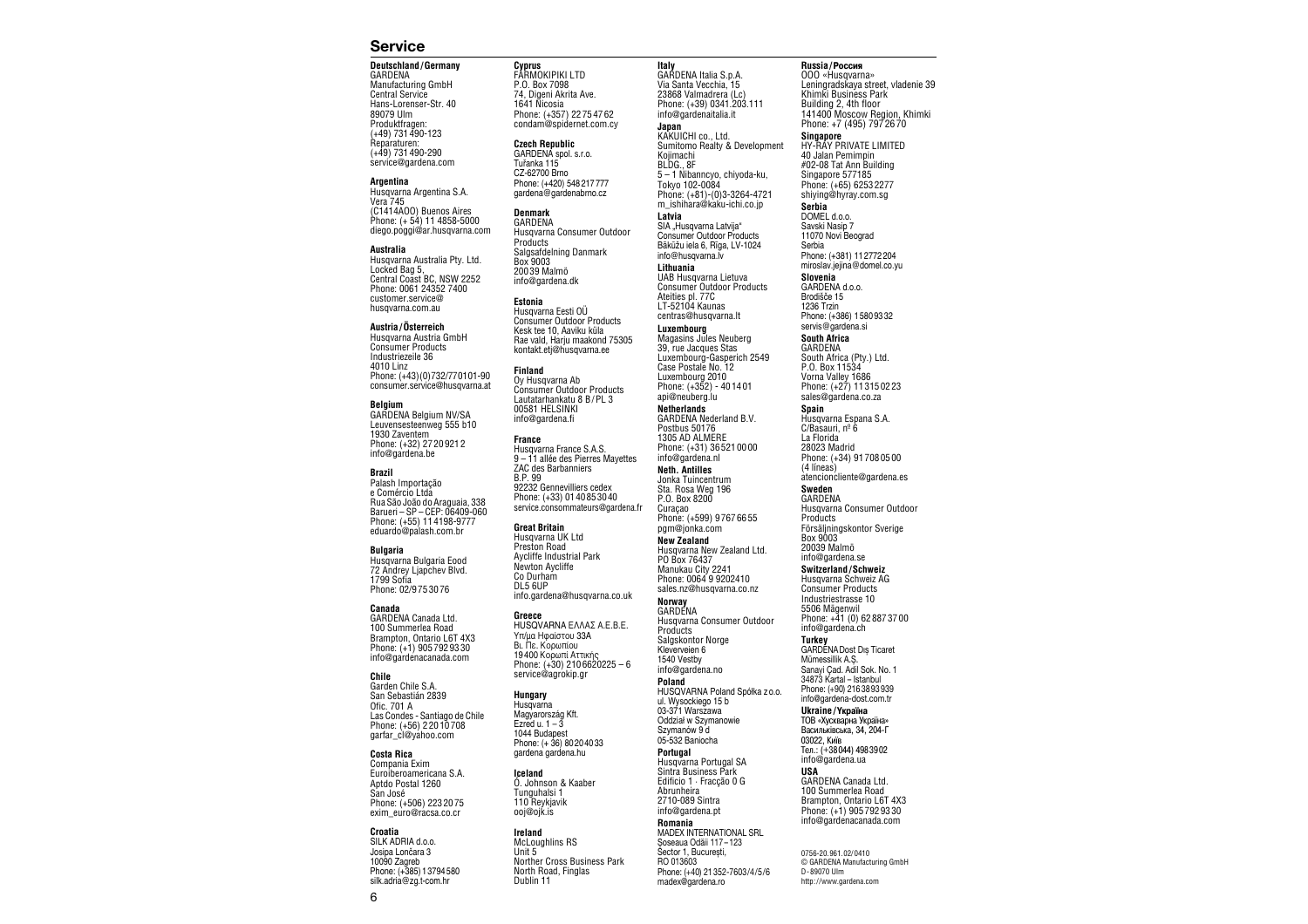# Service

**Deutschland / Germany**
GARDENA
Manufacturing GmbH
Central Service
Hans-Lorenser-Str. 40
89079 Ulm
Produktfragen:
(+49) 731 490-123
Reparaturen:
(+49) 731 490-290
service@gardena.com

**Argentina**
Husqvarna Argentina S.A.
Vera 745
(C1414AOO) Buenos Aires
Phone: (+ 54) 11 4858-5000
diego.poggi@ar.husqvarna.com

**Australia**
Husqvarna Australia Pty. Ltd.
Locked Bag 5,
Central Coast BC, NSW 2252
Phone: 0061 24352 7400
customer.service@
husqvarna.com.au

**Austria / Österreich**
Husqvarna Austria GmbH
Consumer Products
Industriezeile 36
4010 Linz
Phone: (+43)(0)732/770101-90
consumer.service@husqvarna.at

**Belgium**
GARDENA Belgium NV/SA
Leuvensesteenweg 555 b10
1930 Zaventem
Phone: (+32) 27209212
info@gardena.be

**Brazil**
Palash Importação
e Comércio Ltda
Rua São João do Araguaia, 338
Barueri – SP – CEP: 06409-060
Phone: (+55) 11 4198-9777
eduardo@palash.com.br

**Bulgaria**
Husqvarna Bulgaria Eood
72 Andrey Ljapchev Blvd.
1799 Sofia
Phone: 02/975 30 76

**Canada**
GARDENA Canada Ltd.
100 Summerlea Road
Brampton, Ontario L6T 4X3
Phone: (+1) 905 792 93 30
info@gardenacanada.com

**Chile**
Garden Chile S.A.
San Sebastián 2839
Ofic. 701 A
Las Condes - Santiago de Chile
Phone: (+56) 2 20 10 708
garfar_cl@yahoo.com

**Costa Rica**
Compania Exim
Euroiberoamericana S.A.
Aptdo Postal 1260
San José
Phone: (+506) 223 20 75
exim_euro@racsa.co.cr

**Croatia**
SILK ADRIA d.o.o.
Josipa Lončara 3
10090 Zagreb
Phone: (+385) 1 3794 580
silk.adria@zg.t-com.hr

**Cyprus**
FARMOKIPIKI LTD
P.O. Box 7098
74, Digeni Akrita Ave.
1641 Nicosia
Phone: (+357) 22 75 47 62
condam@spidernet.com.cy

**Czech Republic**
GARDENA spol. s.r.o.
Tuřanka 115
CZ-62700 Brno
Phone: (+420) 548 217 777
gardena@gardenabrno.cz

**Denmark**
GARDENA
Husqvarna Consumer Outdoor
Products
Salgsafdelning Danmark
Box 9003
200 39 Malmö
info@gardena.dk

**Estonia**
Husqvarna Eesti OÜ
Consumer Outdoor Products
Kesk tee 10, Aaviku küla
Rae vald, Harju maakond 75305
kontakt.etj@husqvarna.ee

**Finland**
Oy Husqvarna Ab
Consumer Outdoor Products
Lautatarhankatu 8 B / PL 3
00581 HELSINKI
info@gardena.fi

**France**
Husqvarna France S.A.S.
9 – 11 allée des Pierres Mayettes
ZAC des Barbanniers
B.P. 99
92232 Gennevilliers cedex
Phone: (+33) 01 40 85 30 40
service.consommateurs@gardena.fr

**Great Britain**
Husqvarna UK Ltd
Preston Road
Aycliffe Industrial Park
Newton Aycliffe
Co Durham
DL5 6UP
info.gardena@husqvarna.co.uk

**Greece**
HUSQVARNA ΕΛΛΑΣ Α.Ε.Β.Ε.
Υπ/μα Ηφαίστου 33Α
Βι. Πε. Κορωπίου
19400 Κορωπί Αττικής
Phone: (+30) 210 6620225 – 6
service@agrokip.gr

**Hungary**
Husqvarna
Magyarország Kft.
Ezred u. 1 – 3
1044 Budapest
Phone: (+ 36) 80 20 40 33
gardena gardena.hu

**Iceland**
Ó. Johnson & Kaaber
Tunguhalsi 1
110 Reykjavik
ooj@ojk.is

**Ireland**
McLoughlins RS
Unit 5
Norther Cross Business Park
North Road, Finglas
Dublin 11

**Italy**
GARDENA Italia S.p.A.
Via Santa Vecchia, 15
23868 Valmadrera (Lc)
Phone: (+39) 0341.203.111
info@gardenaitalia.it

**Japan**
KAKUICHI co., Ltd.
Sumitomo Realty & Development
Kojimachi
BLDG., 8F
5 – 1 Nibanncyo, chiyoda-ku,
Tokyo 102-0084
Phone: (+81)-(0)3-3264-4721
m_ishihara@kaku-ichi.co.jp

**Latvia**
SIA „Husqvarna Latvija"
Consumer Outdoor Products
Bākūžu iela 6, Rīga, LV-1024
info@husqvarna.lv

**Lithuania**
UAB Husqvarna Lietuva
Consumer Outdoor Products
Ateities pl. 77C
LT-52104 Kaunas
centras@husqvarna.lt

**Luxembourg**
Magasins Jules Neuberg
39, rue Jacques Stas
Luxembourg-Gasperich 2549
Case Postale No. 12
Luxembourg 2010
Phone: (+352) - 40 14 01
api@neuberg.lu

**Netherlands**
GARDENA Nederland B.V.
Postbus 50176
1305 AD ALMERE
Phone: (+31) 36 521 00 00
info@gardena.nl

**Neth. Antilles**
Jonka Tuincentrum
Sta. Rosa Weg 196
P.O. Box 8200
Curaçao
Phone: (+599) 9 767 66 55
pgm@jonka.com

**New Zealand**
Husqvarna New Zealand Ltd.
PO Box 76437
Manukau City 2241
Phone: 0064 9 9202410
sales.nz@husqvarna.co.nz

**Norway**
GARDENA
Husqvarna Consumer Outdoor
Products
Salgskontor Norge
Kleverveien 6
1540 Vestby
info@gardena.no

**Poland**
HUSQVARNA Poland Spółka z o.o.
ul. Wysockiego 15 b
03-371 Warszawa
Oddział w Szymanowie
Szymanów 9 d
05-532 Baniocha

**Portugal**
Husqvarna Portugal SA
Sintra Business Park
Edifício 1 - Fracção 0 G
Abrunheira
2710-089 Sintra
info@gardena.pt

**Romania**
MADEX INTERNATIONAL SRL
Şoseaua Odăii 117 – 123
Sector 1, Bucureşti,
RO 013603
Phone: (+40) 21 352-7603/4/5/6
madex@gardena.ro

**Russia / Россия**
ООО «Husqvarna»
Leningradskaya street, vladenie 39
Khimki Business Park
Building 2, 4th floor
141400 Moscow Region, Khimki
Phone: +7 (495) 797 26 70

**Singapore**
HY-RAY PRIVATE LIMITED
40 Jalan Pemimpin
#02-08 Tat Ann Building
Singapore 577185
Phone: (+65) 6253 2277
shiying@hyray.com.sg

**Serbia**
DOMEL d.o.o.
Savski Nasip 7
11070 Novi Beograd
Serbia
Phone: (+381) 112772204
miroslav.jejina@domel.co.yu

**Slovenia**
GARDENA d.o.o.
Brodišče 15
1236 Trzin
Phone: (+386) 1580 93 32
servis@gardena.si

**South Africa**
GARDENA
South Africa (Pty.) Ltd.
P.O. Box 11534
Vorna Valley 1686
Phone: (+27) 11 315 02 23
sales@gardena.co.za

**Spain**
Husqvarna Espana S.A.
C/Basauri, nº 6
La Florida
28023 Madrid
Phone: (+34) 91 708 05 00
(4 líneas)
atencioncliente@gardena.es

**Sweden**
GARDENA
Husqvarna Consumer Outdoor
Products
Försäljningskontor Sverige
Box 9003
20039 Malmö
info@gardena.se

**Switzerland / Schweiz**
Husqvarna Schweiz AG
Consumer Products
Industriestrasse 10
5506 Mägenwil
Phone: +41 (0) 62 887 37 00
info@gardena.ch

**Turkey**
GARDENA Dost Dış Ticaret
Mümessillik A.Ş.
Sanayi Çad. Adil Sok. No. 1
34873 Kartal – Istanbul
Phone: (+90) 216 38 93 939
info@gardena-dost.com.tr

**Ukraine / Україна**
ТОВ «Хускварна Україна»
Васильківська, 34, 204-Г
03022, Київ
Тел.: (+38 044) 498 39 02
info@gardena.ua

**USA**
GARDENA Canada Ltd.
100 Summerlea Road
Brampton, Ontario L6T 4X3
Phone: (+1) 905 792 93 30
info@gardenacanada.com

0756-20.961.02/0410
© GARDENA Manufacturing GmbH
D - 89070 Ulm
http://www.gardena.com